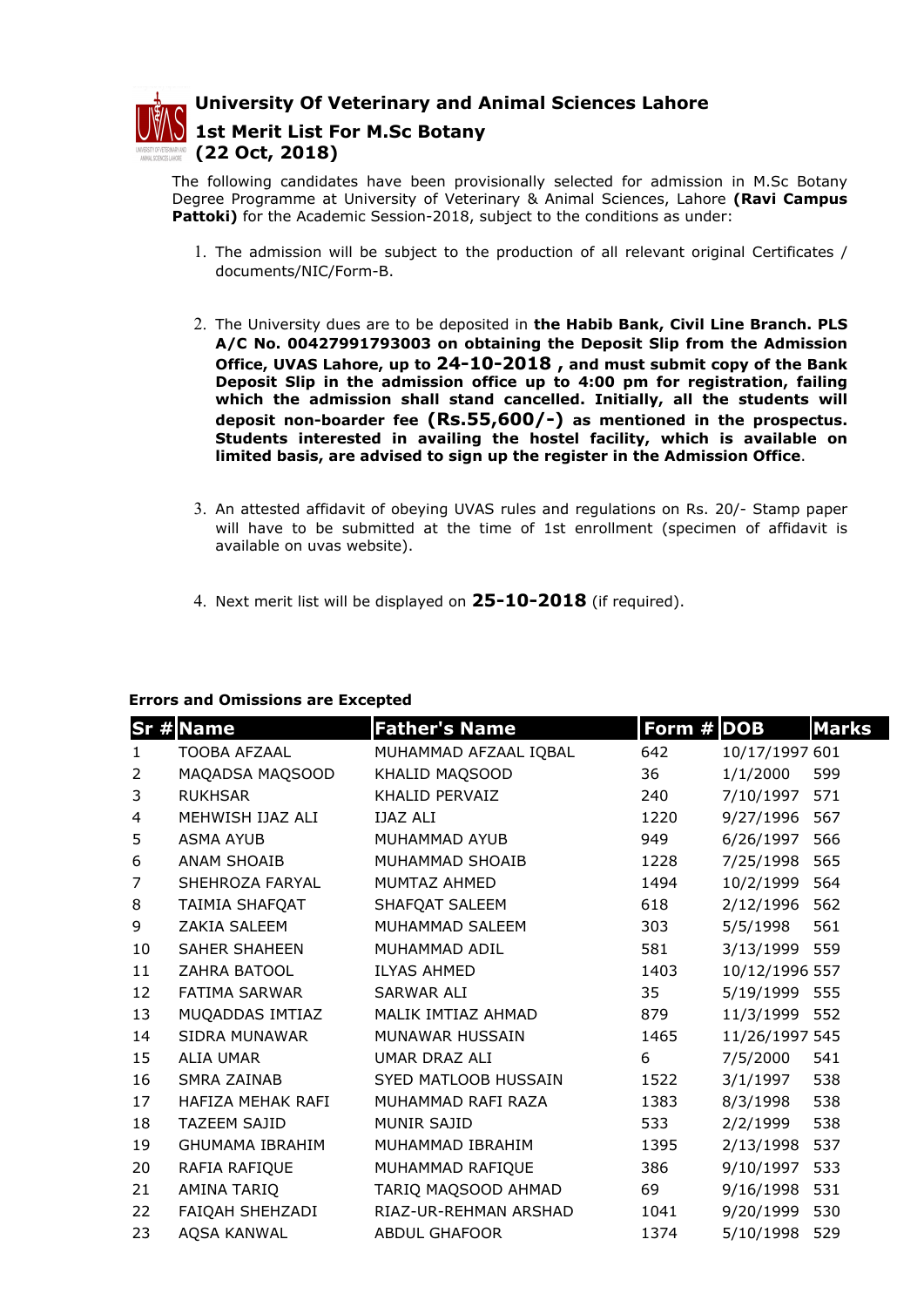# University Of Veterinary and Animal Sciences Lahore

## 1st Merit List For M.Sc Botany

## (22 Oct, 2018)

The following candidates have been provisionally selected for admission in M.Sc Botany Degree Programme at University of Veterinary & Animal Sciences, Lahore **(Ravi Campus Pattoki)** for the Academic Session-2018, subject to the conditions as under:

1. The admission will be subject to the production of all relevant original Certificates / documents/NIC/Form-B.

2. The University dues are to be deposited in **the Habib Bank, Civil Line Branch. PLS A/C No. 00427991793003 on obtaining the Deposit Slip from the Admission Office, UVAS Lahore, up to 24-10-2018 , and must submit copy of the Bank Deposit Slip in the admission office up to 4:00 pm for registration, failing which the admission shall stand cancelled. Initially, all the students will deposit non-boarder fee (Rs.55,600/-) as mentioned in the prospectus. Students interested in availing the hostel facility, which is available on limited basis, are advised to sign up the register in the Admission Office**.

3. An attested affidavit of obeying UVAS rules and regulations on Rs. 20/- Stamp paper will have to be submitted at the time of 1st enrollment (specimen of affidavit is available on uvas website).

4. Next merit list will be displayed on **25-10-2018** (if required).

**Errors and Omissions are Excepted**

| Sr # | Name | Father's Name | Form # | DOB | Marks |
|---|---|---|---|---|---|
| 1 | TOOBA AFZAAL | MUHAMMAD AFZAAL IQBAL | 642 | 10/17/1997 | 601 |
| 2 | MAQADSA MAQSOOD | KHALID MAQSOOD | 36 | 1/1/2000 | 599 |
| 3 | RUKHSAR | KHALID PERVAIZ | 240 | 7/10/1997 | 571 |
| 4 | MEHWISH IJAZ ALI | IJAZ ALI | 1220 | 9/27/1996 | 567 |
| 5 | ASMA AYUB | MUHAMMAD AYUB | 949 | 6/26/1997 | 566 |
| 6 | ANAM SHOAIB | MUHAMMAD SHOAIB | 1228 | 7/25/1998 | 565 |
| 7 | SHEHROZA FARYAL | MUMTAZ AHMED | 1494 | 10/2/1999 | 564 |
| 8 | TAIMIA SHAFQAT | SHAFQAT SALEEM | 618 | 2/12/1996 | 562 |
| 9 | ZAKIA SALEEM | MUHAMMAD SALEEM | 303 | 5/5/1998 | 561 |
| 10 | SAHER SHAHEEN | MUHAMMAD ADIL | 581 | 3/13/1999 | 559 |
| 11 | ZAHRA BATOOL | ILYAS AHMED | 1403 | 10/12/1996 | 557 |
| 12 | FATIMA SARWAR | SARWAR ALI | 35 | 5/19/1999 | 555 |
| 13 | MUQADDAS IMTIAZ | MALIK IMTIAZ AHMAD | 879 | 11/3/1999 | 552 |
| 14 | SIDRA MUNAWAR | MUNAWAR HUSSAIN | 1465 | 11/26/1997 | 545 |
| 15 | ALIA UMAR | UMAR DRAZ ALI | 6 | 7/5/2000 | 541 |
| 16 | SMRA ZAINAB | SYED MATLOOB HUSSAIN | 1522 | 3/1/1997 | 538 |
| 17 | HAFIZA MEHAK RAFI | MUHAMMAD RAFI RAZA | 1383 | 8/3/1998 | 538 |
| 18 | TAZEEM SAJID | MUNIR SAJID | 533 | 2/2/1999 | 538 |
| 19 | GHUMAMA IBRAHIM | MUHAMMAD IBRAHIM | 1395 | 2/13/1998 | 537 |
| 20 | RAFIA RAFIQUE | MUHAMMAD RAFIQUE | 386 | 9/10/1997 | 533 |
| 21 | AMINA TARIQ | TARIQ MAQSOOD AHMAD | 69 | 9/16/1998 | 531 |
| 22 | FAIQAH SHEHZADI | RIAZ-UR-REHMAN ARSHAD | 1041 | 9/20/1999 | 530 |
| 23 | AQSA KANWAL | ABDUL GHAFOOR | 1374 | 5/10/1998 | 529 |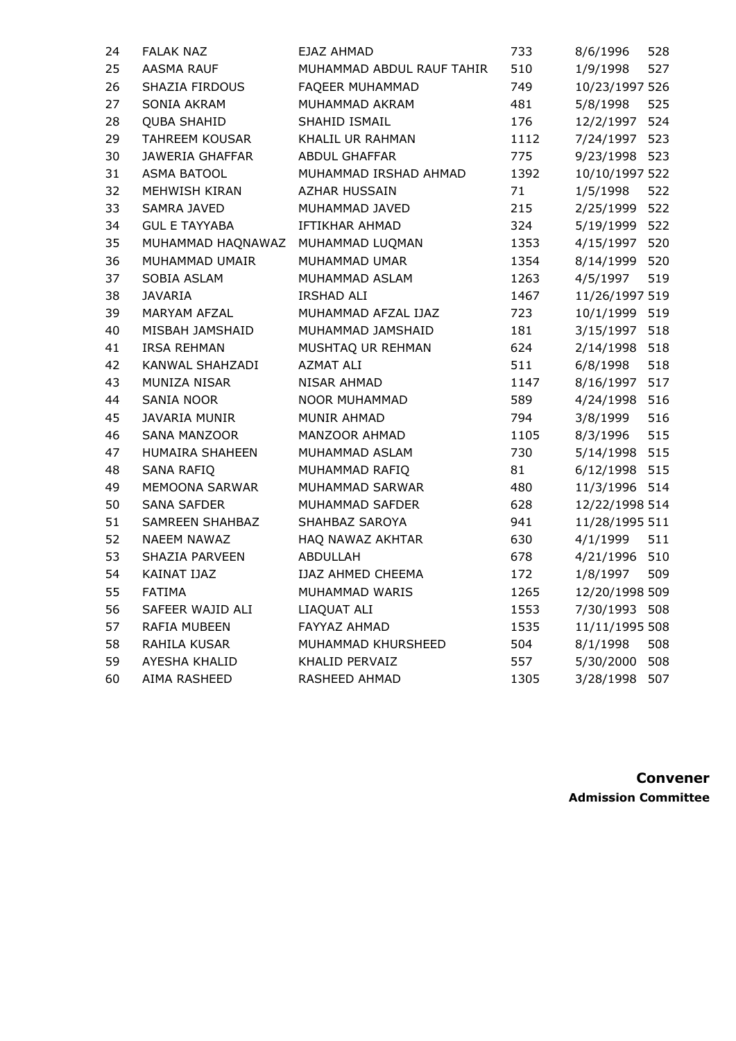| | | | | | |
|---|---|---|---|---|---|
| 24 | FALAK NAZ | EJAZ AHMAD | 733 | 8/6/1996 | 528 |
| 25 | AASMA RAUF | MUHAMMAD ABDUL RAUF TAHIR | 510 | 1/9/1998 | 527 |
| 26 | SHAZIA FIRDOUS | FAQEER MUHAMMAD | 749 | 10/23/1997 | 526 |
| 27 | SONIA AKRAM | MUHAMMAD AKRAM | 481 | 5/8/1998 | 525 |
| 28 | QUBA SHAHID | SHAHID ISMAIL | 176 | 12/2/1997 | 524 |
| 29 | TAHREEM KOUSAR | KHALIL UR RAHMAN | 1112 | 7/24/1997 | 523 |
| 30 | JAWERIA GHAFFAR | ABDUL GHAFFAR | 775 | 9/23/1998 | 523 |
| 31 | ASMA BATOOL | MUHAMMAD IRSHAD AHMAD | 1392 | 10/10/1997 | 522 |
| 32 | MEHWISH KIRAN | AZHAR HUSSAIN | 71 | 1/5/1998 | 522 |
| 33 | SAMRA JAVED | MUHAMMAD JAVED | 215 | 2/25/1999 | 522 |
| 34 | GUL E TAYYABA | IFTIKHAR AHMAD | 324 | 5/19/1999 | 522 |
| 35 | MUHAMMAD HAQNAWAZ | MUHAMMAD LUQMAN | 1353 | 4/15/1997 | 520 |
| 36 | MUHAMMAD UMAIR | MUHAMMAD UMAR | 1354 | 8/14/1999 | 520 |
| 37 | SOBIA ASLAM | MUHAMMAD ASLAM | 1263 | 4/5/1997 | 519 |
| 38 | JAVARIA | IRSHAD ALI | 1467 | 11/26/1997 | 519 |
| 39 | MARYAM AFZAL | MUHAMMAD AFZAL IJAZ | 723 | 10/1/1999 | 519 |
| 40 | MISBAH JAMSHAID | MUHAMMAD JAMSHAID | 181 | 3/15/1997 | 518 |
| 41 | IRSA REHMAN | MUSHTAQ UR REHMAN | 624 | 2/14/1998 | 518 |
| 42 | KANWAL SHAHZADI | AZMAT ALI | 511 | 6/8/1998 | 518 |
| 43 | MUNIZA NISAR | NISAR AHMAD | 1147 | 8/16/1997 | 517 |
| 44 | SANIA NOOR | NOOR MUHAMMAD | 589 | 4/24/1998 | 516 |
| 45 | JAVARIA MUNIR | MUNIR AHMAD | 794 | 3/8/1999 | 516 |
| 46 | SANA MANZOOR | MANZOOR AHMAD | 1105 | 8/3/1996 | 515 |
| 47 | HUMAIRA SHAHEEN | MUHAMMAD ASLAM | 730 | 5/14/1998 | 515 |
| 48 | SANA RAFIQ | MUHAMMAD RAFIQ | 81 | 6/12/1998 | 515 |
| 49 | MEMOONA SARWAR | MUHAMMAD SARWAR | 480 | 11/3/1996 | 514 |
| 50 | SANA SAFDER | MUHAMMAD SAFDER | 628 | 12/22/1998 | 514 |
| 51 | SAMREEN SHAHBAZ | SHAHBAZ SAROYA | 941 | 11/28/1995 | 511 |
| 52 | NAEEM NAWAZ | HAQ NAWAZ AKHTAR | 630 | 4/1/1999 | 511 |
| 53 | SHAZIA PARVEEN | ABDULLAH | 678 | 4/21/1996 | 510 |
| 54 | KAINAT IJAZ | IJAZ AHMED CHEEMA | 172 | 1/8/1997 | 509 |
| 55 | FATIMA | MUHAMMAD WARIS | 1265 | 12/20/1998 | 509 |
| 56 | SAFEER WAJID ALI | LIAQUAT ALI | 1553 | 7/30/1993 | 508 |
| 57 | RAFIA MUBEEN | FAYYAZ AHMAD | 1535 | 11/11/1995 | 508 |
| 58 | RAHILA KUSAR | MUHAMMAD KHURSHEED | 504 | 8/1/1998 | 508 |
| 59 | AYESHA KHALID | KHALID PERVAIZ | 557 | 5/30/2000 | 508 |
| 60 | AIMA RASHEED | RASHEED AHMAD | 1305 | 3/28/1998 | 507 |

**Convener**

**Admission Committee**